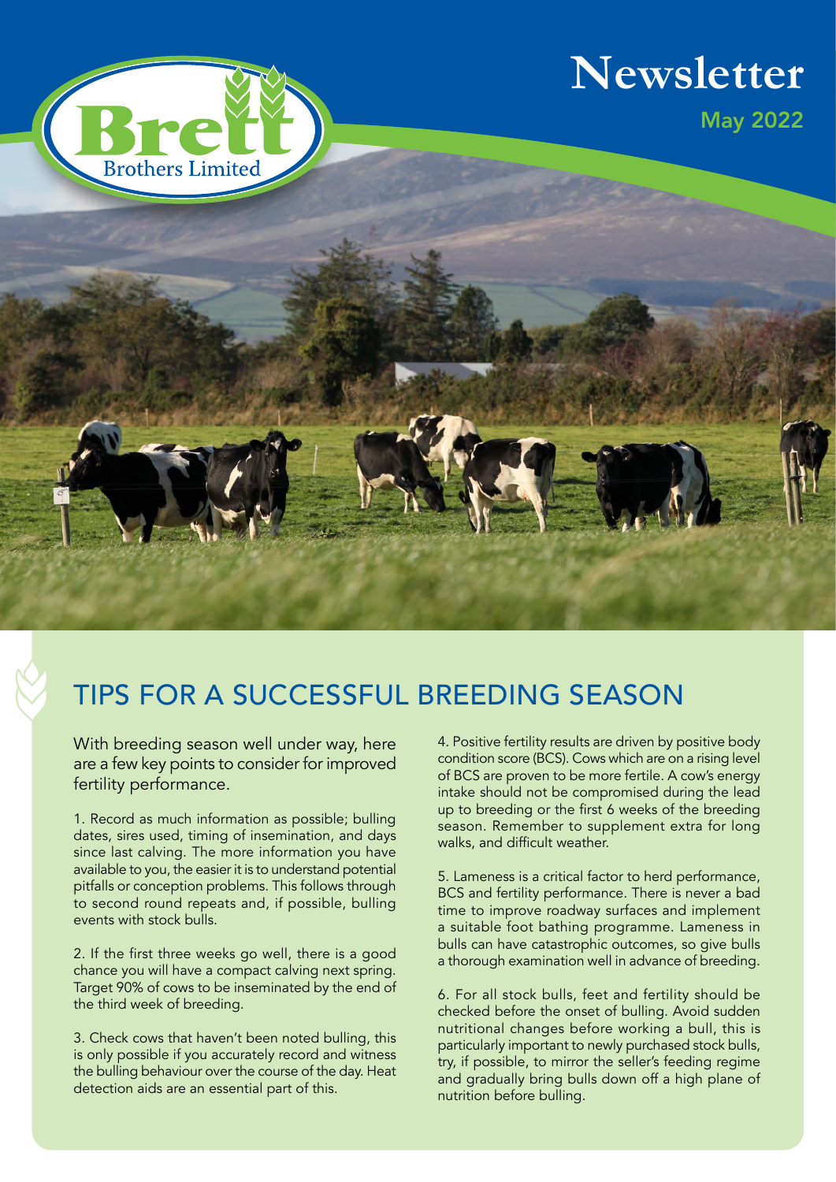Brett Brothers Limited

# Newsletter

May 2022

## TIPS FOR A SUCCESSFUL BREEDING SEASON

With breeding season well under way, here are a few key points to consider for improved fertility performance.

1. Record as much information as possible; bulling dates, sires used, timing of insemination, and days since last calving. The more information you have available to you, the easier it is to understand potential pitfalls or conception problems. This follows through to second round repeats and, if possible, bulling events with stock bulls.

2. If the first three weeks go well, there is a good chance you will have a compact calving next spring. Target 90% of cows to be inseminated by the end of the third week of breeding.

3. Check cows that haven't been noted bulling, this is only possible if you accurately record and witness the bulling behaviour over the course of the day. Heat detection aids are an essential part of this.

4. Positive fertility results are driven by positive body condition score (BCS). Cows which are on a rising level of BCS are proven to be more fertile. A cow's energy intake should not be compromised during the lead up to breeding or the first 6 weeks of the breeding season. Remember to supplement extra for long walks, and difficult weather.

5. Lameness is a critical factor to herd performance, BCS and fertility performance. There is never a bad time to improve roadway surfaces and implement a suitable foot bathing programme. Lameness in bulls can have catastrophic outcomes, so give bulls a thorough examination well in advance of breeding.

6. For all stock bulls, feet and fertility should be checked before the onset of bulling. Avoid sudden nutritional changes before working a bull, this is particularly important to newly purchased stock bulls, try, if possible, to mirror the seller's feeding regime and gradually bring bulls down off a high plane of nutrition before bulling.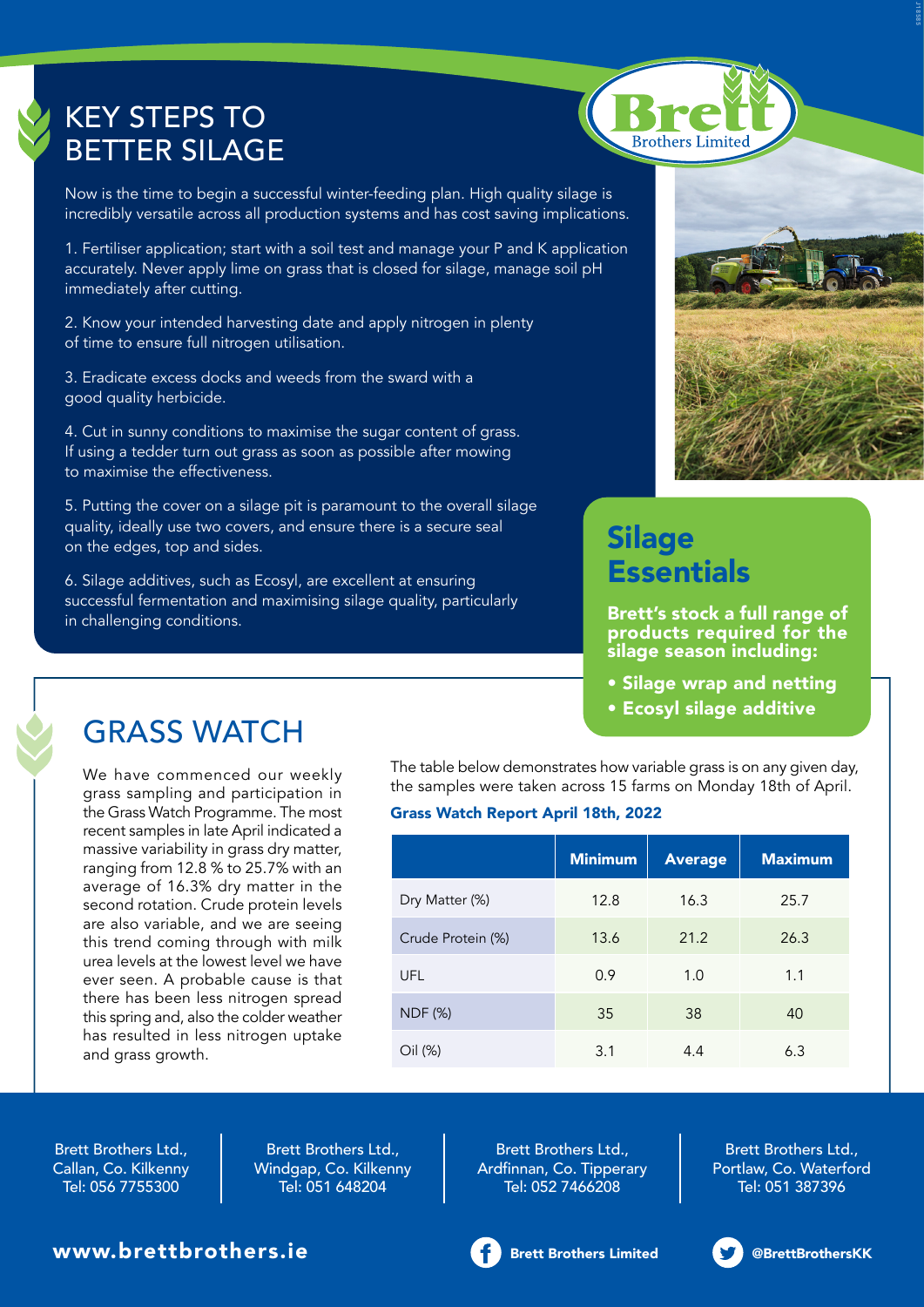# KEY STEPS TO BETTER SILAGE

Brett Brothers Limited

Now is the time to begin a successful winter-feeding plan. High quality silage is incredibly versatile across all production systems and has cost saving implications.

1. Fertiliser application; start with a soil test and manage your P and K application accurately. Never apply lime on grass that is closed for silage, manage soil pH immediately after cutting.

2. Know your intended harvesting date and apply nitrogen in plenty of time to ensure full nitrogen utilisation.

3. Eradicate excess docks and weeds from the sward with a good quality herbicide.

4. Cut in sunny conditions to maximise the sugar content of grass. If using a tedder turn out grass as soon as possible after mowing to maximise the effectiveness.

5. Putting the cover on a silage pit is paramount to the overall silage quality, ideally use two covers, and ensure there is a secure seal on the edges, top and sides.

6. Silage additives, such as Ecosyl, are excellent at ensuring successful fermentation and maximising silage quality, particularly in challenging conditions.

## Silage Essentials

**Brett's stock a full range of products required for the silage season including:**

- **Silage wrap and netting**
- **Ecosyl silage additive**

# GRASS WATCH

We have commenced our weekly grass sampling and participation in the Grass Watch Programme. The most recent samples in late April indicated a massive variability in grass dry matter, ranging from 12.8 % to 25.7% with an average of 16.3% dry matter in the second rotation. Crude protein levels are also variable, and we are seeing this trend coming through with milk urea levels at the lowest level we have ever seen. A probable cause is that there has been less nitrogen spread this spring and, also the colder weather has resulted in less nitrogen uptake and grass growth.

The table below demonstrates how variable grass is on any given day, the samples were taken across 15 farms on Monday 18th of April.

**Grass Watch Report April 18th, 2022**

| | Minimum | Average | Maximum |
|---|---|---|---|
| Dry Matter (%) | 12.8 | 16.3 | 25.7 |
| Crude Protein (%) | 13.6 | 21.2 | 26.3 |
| UFL | 0.9 | 1.0 | 1.1 |
| NDF (%) | 35 | 38 | 40 |
| Oil (%) | 3.1 | 4.4 | 6.3 |

Brett Brothers Ltd.,
Callan, Co. Kilkenny
Tel: 056 7755300

Brett Brothers Ltd.,
Windgap, Co. Kilkenny
Tel: 051 648204

Brett Brothers Ltd.,
Ardfinnan, Co. Tipperary
Tel: 052 7466208

Brett Brothers Ltd.,
Portlaw, Co. Waterford
Tel: 051 387396

**www.brettbrothers.ie**

**Brett Brothers Limited**

**@BrettBrothersKK**